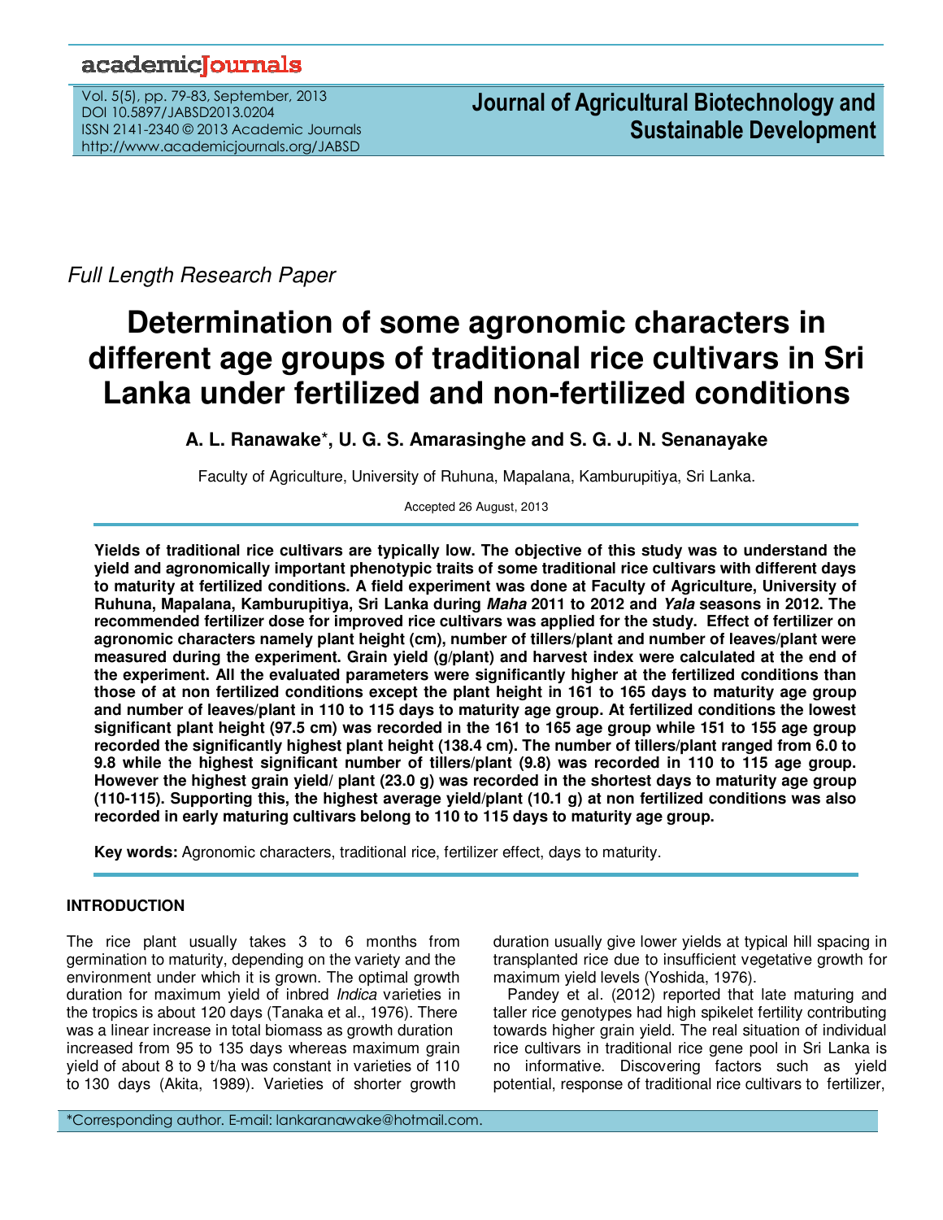*Full Length Research Paper*

# Determination of some agronomic characters in different age groups of traditional rice cultivars in Sri Lanka under fertilized and non-fertilized conditions

**A. L. Ranawake*, U. G. S. Amarasinghe and S. G. J. N. Senanayake**

Faculty of Agriculture, University of Ruhuna, Mapalana, Kamburupitiya, Sri Lanka.

Accepted 26 August, 2013

**Yields of traditional rice cultivars are typically low. The objective of this study was to understand the yield and agronomically important phenotypic traits of some traditional rice cultivars with different days to maturity at fertilized conditions. A field experiment was done at Faculty of Agriculture, University of Ruhuna, Mapalana, Kamburupitiya, Sri Lanka during *Maha* 2011 to 2012 and *Yala* seasons in 2012. The recommended fertilizer dose for improved rice cultivars was applied for the study. Effect of fertilizer on agronomic characters namely plant height (cm), number of tillers/plant and number of leaves/plant were measured during the experiment. Grain yield (g/plant) and harvest index were calculated at the end of the experiment. All the evaluated parameters were significantly higher at the fertilized conditions than those of at non fertilized conditions except the plant height in 161 to 165 days to maturity age group and number of leaves/plant in 110 to 115 days to maturity age group. At fertilized conditions the lowest significant plant height (97.5 cm) was recorded in the 161 to 165 age group while 151 to 155 age group recorded the significantly highest plant height (138.4 cm). The number of tillers/plant ranged from 6.0 to 9.8 while the highest significant number of tillers/plant (9.8) was recorded in 110 to 115 age group. However the highest grain yield/ plant (23.0 g) was recorded in the shortest days to maturity age group (110-115). Supporting this, the highest average yield/plant (10.1 g) at non fertilized conditions was also recorded in early maturing cultivars belong to 110 to 115 days to maturity age group.**

**Key words:** Agronomic characters, traditional rice, fertilizer effect, days to maturity.

## INTRODUCTION

The rice plant usually takes 3 to 6 months from germination to maturity, depending on the variety and the environment under which it is grown. The optimal growth duration for maximum yield of inbred *Indica* varieties in the tropics is about 120 days (Tanaka et al., 1976). There was a linear increase in total biomass as growth duration increased from 95 to 135 days whereas maximum grain yield of about 8 to 9 t/ha was constant in varieties of 110 to 130 days (Akita, 1989). Varieties of shorter growth duration usually give lower yields at typical hill spacing in transplanted rice due to insufficient vegetative growth for maximum yield levels (Yoshida, 1976).

Pandey et al. (2012) reported that late maturing and taller rice genotypes had high spikelet fertility contributing towards higher grain yield. The real situation of individual rice cultivars in traditional rice gene pool in Sri Lanka is no informative. Discovering factors such as yield potential, response of traditional rice cultivars to fertilizer,

*Corresponding author. E-mail: lankaranawake@hotmail.com.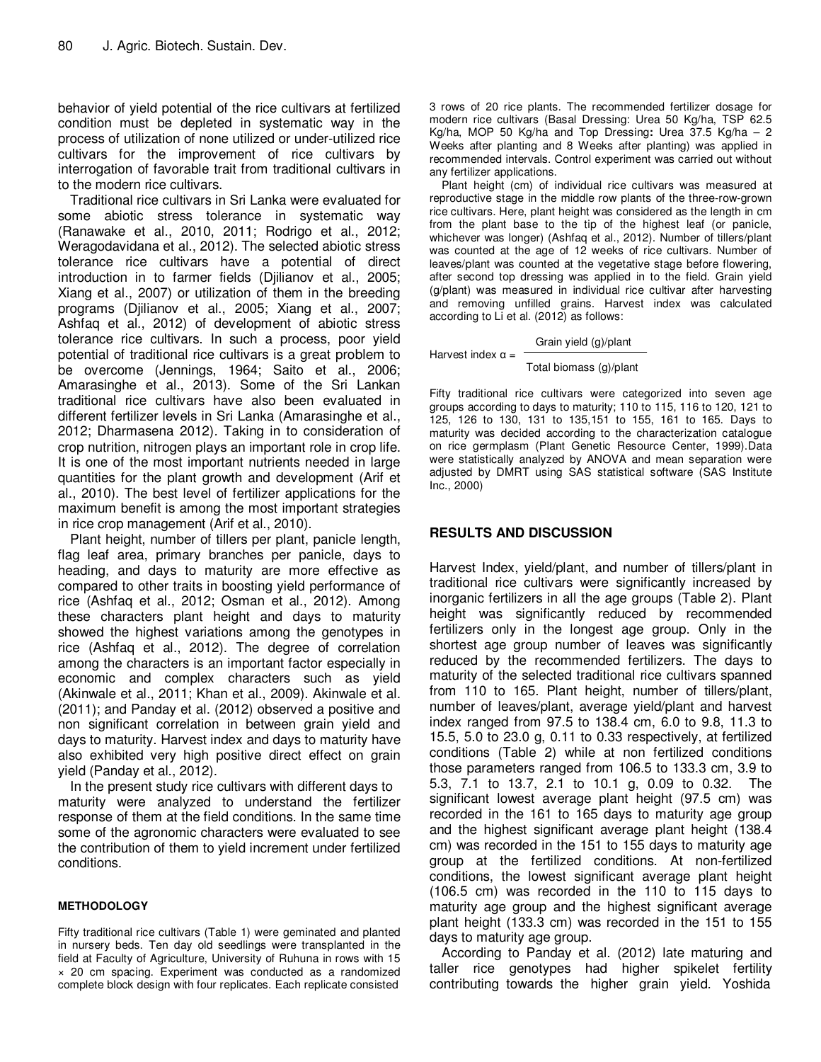behavior of yield potential of the rice cultivars at fertilized condition must be depleted in systematic way in the process of utilization of none utilized or under-utilized rice cultivars for the improvement of rice cultivars by interrogation of favorable trait from traditional cultivars in to the modern rice cultivars.

Traditional rice cultivars in Sri Lanka were evaluated for some abiotic stress tolerance in systematic way (Ranawake et al., 2010, 2011; Rodrigo et al., 2012; Weragodavidana et al., 2012). The selected abiotic stress tolerance rice cultivars have a potential of direct introduction in to farmer fields (Djilianov et al., 2005; Xiang et al., 2007) or utilization of them in the breeding programs (Djilianov et al., 2005; Xiang et al., 2007; Ashfaq et al., 2012) of development of abiotic stress tolerance rice cultivars. In such a process, poor yield potential of traditional rice cultivars is a great problem to be overcome (Jennings, 1964; Saito et al., 2006; Amarasinghe et al., 2013). Some of the Sri Lankan traditional rice cultivars have also been evaluated in different fertilizer levels in Sri Lanka (Amarasinghe et al., 2012; Dharmasena 2012). Taking in to consideration of crop nutrition, nitrogen plays an important role in crop life. It is one of the most important nutrients needed in large quantities for the plant growth and development (Arif et al., 2010). The best level of fertilizer applications for the maximum benefit is among the most important strategies in rice crop management (Arif et al., 2010).

Plant height, number of tillers per plant, panicle length, flag leaf area, primary branches per panicle, days to heading, and days to maturity are more effective as compared to other traits in boosting yield performance of rice (Ashfaq et al., 2012; Osman et al., 2012). Among these characters plant height and days to maturity showed the highest variations among the genotypes in rice (Ashfaq et al., 2012). The degree of correlation among the characters is an important factor especially in economic and complex characters such as yield (Akinwale et al., 2011; Khan et al., 2009). Akinwale et al. (2011); and Panday et al. (2012) observed a positive and non significant correlation in between grain yield and days to maturity. Harvest index and days to maturity have also exhibited very high positive direct effect on grain yield (Panday et al., 2012).

In the present study rice cultivars with different days to maturity were analyzed to understand the fertilizer response of them at the field conditions. In the same time some of the agronomic characters were evaluated to see the contribution of them to yield increment under fertilized conditions.

## METHODOLOGY

Fifty traditional rice cultivars (Table 1) were geminated and planted in nursery beds. Ten day old seedlings were transplanted in the field at Faculty of Agriculture, University of Ruhuna in rows with 15 × 20 cm spacing. Experiment was conducted as a randomized complete block design with four replicates. Each replicate consisted 3 rows of 20 rice plants. The recommended fertilizer dosage for modern rice cultivars (Basal Dressing: Urea 50 Kg/ha, TSP 62.5 Kg/ha, MOP 50 Kg/ha and Top Dressing**:** Urea 37.5 Kg/ha – 2 Weeks after planting and 8 Weeks after planting) was applied in recommended intervals. Control experiment was carried out without any fertilizer applications.

Plant height (cm) of individual rice cultivars was measured at reproductive stage in the middle row plants of the three-row-grown rice cultivars. Here, plant height was considered as the length in cm from the plant base to the tip of the highest leaf (or panicle, whichever was longer) (Ashfaq et al., 2012). Number of tillers/plant was counted at the age of 12 weeks of rice cultivars. Number of leaves/plant was counted at the vegetative stage before flowering, after second top dressing was applied in to the field. Grain yield (g/plant) was measured in individual rice cultivar after harvesting and removing unfilled grains. Harvest index was calculated according to Li et al. (2012) as follows:

$$\text{Harvest index } \alpha = \frac{\text{Grain yield (g)/plant}}{\text{Total biomass (g)/plant}}$$

Fifty traditional rice cultivars were categorized into seven age groups according to days to maturity; 110 to 115, 116 to 120, 121 to 125, 126 to 130, 131 to 135,151 to 155, 161 to 165. Days to maturity was decided according to the characterization catalogue on rice germplasm (Plant Genetic Resource Center, 1999).Data were statistically analyzed by ANOVA and mean separation were adjusted by DMRT using SAS statistical software (SAS Institute Inc., 2000)

## RESULTS AND DISCUSSION

Harvest Index, yield/plant, and number of tillers/plant in traditional rice cultivars were significantly increased by inorganic fertilizers in all the age groups (Table 2). Plant height was significantly reduced by recommended fertilizers only in the longest age group. Only in the shortest age group number of leaves was significantly reduced by the recommended fertilizers. The days to maturity of the selected traditional rice cultivars spanned from 110 to 165. Plant height, number of tillers/plant, number of leaves/plant, average yield/plant and harvest index ranged from 97.5 to 138.4 cm, 6.0 to 9.8, 11.3 to 15.5, 5.0 to 23.0 g, 0.11 to 0.33 respectively, at fertilized conditions (Table 2) while at non fertilized conditions those parameters ranged from 106.5 to 133.3 cm, 3.9 to 5.3, 7.1 to 13.7, 2.1 to 10.1 g, 0.09 to 0.32. The significant lowest average plant height (97.5 cm) was recorded in the 161 to 165 days to maturity age group and the highest significant average plant height (138.4 cm) was recorded in the 151 to 155 days to maturity age group at the fertilized conditions. At non-fertilized conditions, the lowest significant average plant height (106.5 cm) was recorded in the 110 to 115 days to maturity age group and the highest significant average plant height (133.3 cm) was recorded in the 151 to 155 days to maturity age group.

According to Panday et al. (2012) late maturing and taller rice genotypes had higher spikelet fertility contributing towards the higher grain yield. Yoshida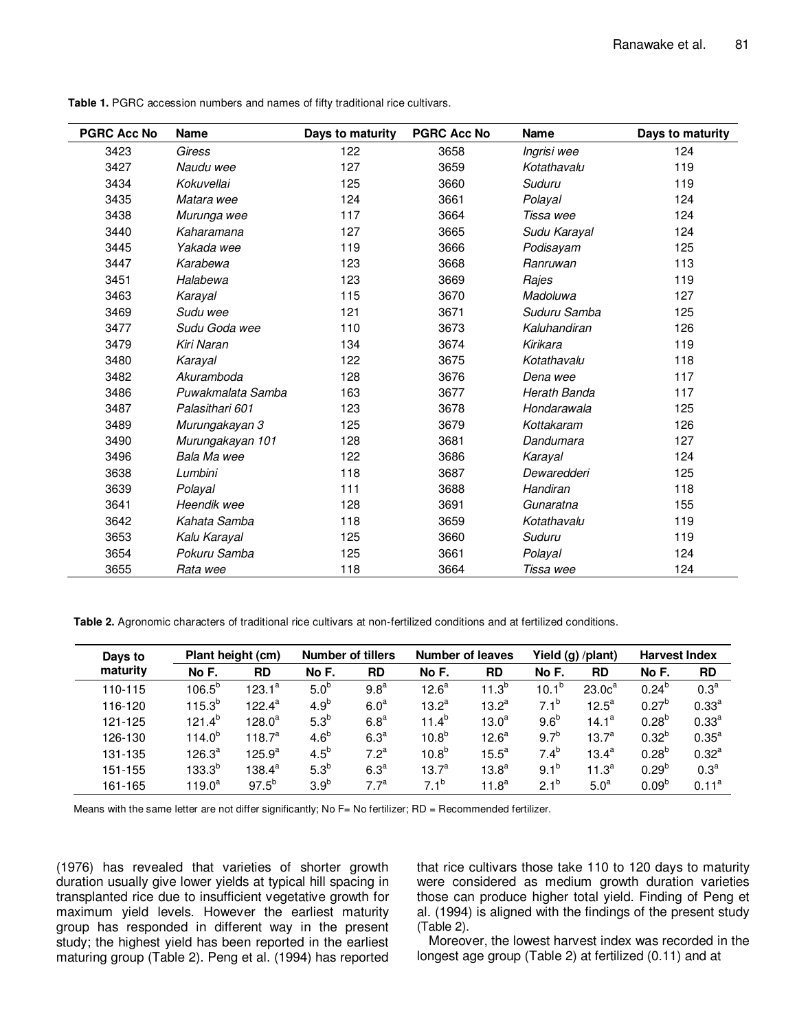**Table 1.** PGRC accession numbers and names of fifty traditional rice cultivars.

| PGRC Acc No | Name | Days to maturity | PGRC Acc No | Name | Days to maturity |
|---|---|---|---|---|---|
| 3423 | *Giress* | 122 | 3658 | *Ingrisi wee* | 124 |
| 3427 | *Naudu wee* | 127 | 3659 | *Kotathavalu* | 119 |
| 3434 | *Kokuvellai* | 125 | 3660 | *Suduru* | 119 |
| 3435 | *Matara wee* | 124 | 3661 | *Polayal* | 124 |
| 3438 | *Murunga wee* | 117 | 3664 | *Tissa wee* | 124 |
| 3440 | *Kaharamana* | 127 | 3665 | *Sudu Karayal* | 124 |
| 3445 | *Yakada wee* | 119 | 3666 | *Podisayam* | 125 |
| 3447 | *Karabewa* | 123 | 3668 | *Ranruwan* | 113 |
| 3451 | *Halabewa* | 123 | 3669 | *Rajes* | 119 |
| 3463 | *Karayal* | 115 | 3670 | *Madoluwa* | 127 |
| 3469 | *Sudu wee* | 121 | 3671 | *Suduru Samba* | 125 |
| 3477 | *Sudu Goda wee* | 110 | 3673 | *Kaluhandiran* | 126 |
| 3479 | *Kiri Naran* | 134 | 3674 | *Kirikara* | 119 |
| 3480 | *Karayal* | 122 | 3675 | *Kotathavalu* | 118 |
| 3482 | *Akuramboda* | 128 | 3676 | *Dena wee* | 117 |
| 3486 | *Puwakmalata Samba* | 163 | 3677 | *Herath Banda* | 117 |
| 3487 | *Palasithari 601* | 123 | 3678 | *Hondarawala* | 125 |
| 3489 | *Murungakayan 3* | 125 | 3679 | *Kottakaram* | 126 |
| 3490 | *Murungakayan 101* | 128 | 3681 | *Dandumara* | 127 |
| 3496 | *Bala Ma wee* | 122 | 3686 | *Karayal* | 124 |
| 3638 | *Lumbini* | 118 | 3687 | *Dewaredderi* | 125 |
| 3639 | *Polayal* | 111 | 3688 | *Handiran* | 118 |
| 3641 | *Heendik wee* | 128 | 3691 | *Gunaratna* | 155 |
| 3642 | *Kahata Samba* | 118 | 3659 | *Kotathavalu* | 119 |
| 3653 | *Kalu Karayal* | 125 | 3660 | *Suduru* | 119 |
| 3654 | *Pokuru Samba* | 125 | 3661 | *Polayal* | 124 |
| 3655 | *Rata wee* | 118 | 3664 | *Tissa wee* | 124 |

**Table 2.** Agronomic characters of traditional rice cultivars at non-fertilized conditions and at fertilized conditions.

| Days to maturity | Plant height (cm) | | Number of tillers | | Number of leaves | | Yield (g) /plant) | | Harvest Index | |
|---|---|---|---|---|---|---|---|---|---|---|
| | No F. | RD | No F. | RD | No F. | RD | No F. | RD | No F. | RD |
| 110-115 | $106.5^{b}$ | $123.1^{a}$ | $5.0^{b}$ | $9.8^{a}$ | $12.6^{a}$ | $11.3^{b}$ | $10.1^{b}$ | $23.0c^{a}$ | $0.24^{b}$ | $0.3^{a}$ |
| 116-120 | $115.3^{b}$ | $122.4^{a}$ | $4.9^{b}$ | $6.0^{a}$ | $13.2^{a}$ | $13.2^{a}$ | $7.1^{b}$ | $12.5^{a}$ | $0.27^{b}$ | $0.33^{a}$ |
| 121-125 | $121.4^{b}$ | $128.0^{a}$ | $5.3^{b}$ | $6.8^{a}$ | $11.4^{b}$ | $13.0^{a}$ | $9.6^{b}$ | $14.1^{a}$ | $0.28^{b}$ | $0.33^{a}$ |
| 126-130 | $114.0^{b}$ | $118.7^{a}$ | $4.6^{b}$ | $6.3^{a}$ | $10.8^{b}$ | $12.6^{a}$ | $9.7^{b}$ | $13.7^{a}$ | $0.32^{b}$ | $0.35^{a}$ |
| 131-135 | $126.3^{a}$ | $125.9^{a}$ | $4.5^{b}$ | $7.2^{a}$ | $10.8^{b}$ | $15.5^{a}$ | $7.4^{b}$ | $13.4^{a}$ | $0.28^{b}$ | $0.32^{a}$ |
| 151-155 | $133.3^{b}$ | $138.4^{a}$ | $5.3^{b}$ | $6.3^{a}$ | $13.7^{a}$ | $13.8^{a}$ | $9.1^{b}$ | $11.3^{a}$ | $0.29^{b}$ | $0.3^{a}$ |
| 161-165 | $119.0^{a}$ | $97.5^{b}$ | $3.9^{b}$ | $7.7^{a}$ | $7.1^{b}$ | $11.8^{a}$ | $2.1^{b}$ | $5.0^{a}$ | $0.09^{b}$ | $0.11^{a}$ |

Means with the same letter are not differ significantly; No F= No fertilizer; RD = Recommended fertilizer.

(1976) has revealed that varieties of shorter growth duration usually give lower yields at typical hill spacing in transplanted rice due to insufficient vegetative growth for maximum yield levels. However the earliest maturity group has responded in different way in the present study; the highest yield has been reported in the earliest maturing group (Table 2). Peng et al. (1994) has reported that rice cultivars those take 110 to 120 days to maturity were considered as medium growth duration varieties those can produce higher total yield. Finding of Peng et al. (1994) is aligned with the findings of the present study (Table 2).

Moreover, the lowest harvest index was recorded in the longest age group (Table 2) at fertilized (0.11) and at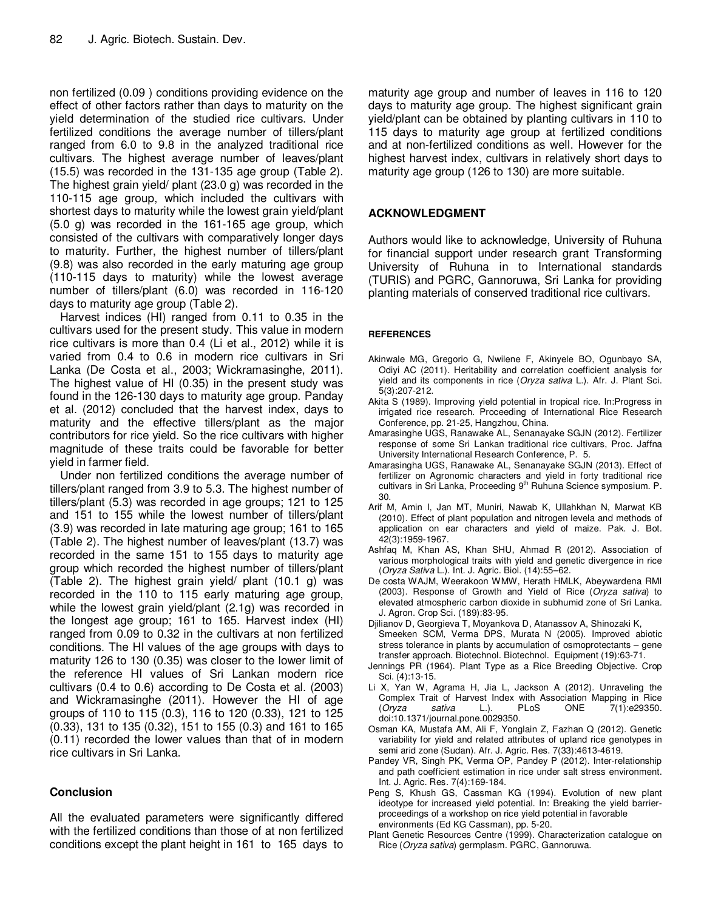non fertilized (0.09 ) conditions providing evidence on the effect of other factors rather than days to maturity on the yield determination of the studied rice cultivars. Under fertilized conditions the average number of tillers/plant ranged from 6.0 to 9.8 in the analyzed traditional rice cultivars. The highest average number of leaves/plant (15.5) was recorded in the 131-135 age group (Table 2). The highest grain yield/ plant (23.0 g) was recorded in the 110-115 age group, which included the cultivars with shortest days to maturity while the lowest grain yield/plant (5.0 g) was recorded in the 161-165 age group, which consisted of the cultivars with comparatively longer days to maturity. Further, the highest number of tillers/plant (9.8) was also recorded in the early maturing age group (110-115 days to maturity) while the lowest average number of tillers/plant (6.0) was recorded in 116-120 days to maturity age group (Table 2).

Harvest indices (HI) ranged from 0.11 to 0.35 in the cultivars used for the present study. This value in modern rice cultivars is more than 0.4 (Li et al., 2012) while it is varied from 0.4 to 0.6 in modern rice cultivars in Sri Lanka (De Costa et al., 2003; Wickramasinghe, 2011). The highest value of HI (0.35) in the present study was found in the 126-130 days to maturity age group. Panday et al. (2012) concluded that the harvest index, days to maturity and the effective tillers/plant as the major contributors for rice yield. So the rice cultivars with higher magnitude of these traits could be favorable for better yield in farmer field.

Under non fertilized conditions the average number of tillers/plant ranged from 3.9 to 5.3. The highest number of tillers/plant (5.3) was recorded in age groups; 121 to 125 and 151 to 155 while the lowest number of tillers/plant (3.9) was recorded in late maturing age group; 161 to 165 (Table 2). The highest number of leaves/plant (13.7) was recorded in the same 151 to 155 days to maturity age group which recorded the highest number of tillers/plant (Table 2). The highest grain yield/ plant (10.1 g) was recorded in the 110 to 115 early maturing age group, while the lowest grain yield/plant (2.1g) was recorded in the longest age group; 161 to 165. Harvest index (HI) ranged from 0.09 to 0.32 in the cultivars at non fertilized conditions. The HI values of the age groups with days to maturity 126 to 130 (0.35) was closer to the lower limit of the reference HI values of Sri Lankan modern rice cultivars (0.4 to 0.6) according to De Costa et al. (2003) and Wickramasinghe (2011). However the HI of age groups of 110 to 115 (0.3), 116 to 120 (0.33), 121 to 125 (0.33), 131 to 135 (0.32), 151 to 155 (0.3) and 161 to 165 (0.11) recorded the lower values than that of in modern rice cultivars in Sri Lanka.

## Conclusion

All the evaluated parameters were significantly differed with the fertilized conditions than those of at non fertilized conditions except the plant height in 161 to 165 days to maturity age group and number of leaves in 116 to 120 days to maturity age group. The highest significant grain yield/plant can be obtained by planting cultivars in 110 to 115 days to maturity age group at fertilized conditions and at non-fertilized conditions as well. However for the highest harvest index, cultivars in relatively short days to maturity age group (126 to 130) are more suitable.

## ACKNOWLEDGMENT

Authors would like to acknowledge, University of Ruhuna for financial support under research grant Transforming University of Ruhuna in to International standards (TURIS) and PGRC, Gannoruwa, Sri Lanka for providing planting materials of conserved traditional rice cultivars.

## REFERENCES

Akinwale MG, Gregorio G, Nwilene F, Akinyele BO, Ogunbayo SA, Odiyi AC (2011). Heritability and correlation coefficient analysis for yield and its components in rice (*Oryza sativa* L.). Afr. J. Plant Sci. 5(3):207-212.

Akita S (1989). Improving yield potential in tropical rice. In:Progress in irrigated rice research. Proceeding of International Rice Research Conference, pp. 21-25, Hangzhou, China.

Amarasinghe UGS, Ranawake AL, Senanayake SGJN (2012). Fertilizer response of some Sri Lankan traditional rice cultivars, Proc. Jaffna University International Research Conference, P. 5.

Amarasingha UGS, Ranawake AL, Senanayake SGJN (2013). Effect of fertilizer on Agronomic characters and yield in forty traditional rice cultivars in Sri Lanka, Proceeding 9th Ruhuna Science symposium. P. 30.

Arif M, Amin I, Jan MT, Muniri, Nawab K, Ullahkhan N, Marwat KB (2010). Effect of plant population and nitrogen levela and methods of application on ear characters and yield of maize. Pak. J. Bot. 42(3):1959-1967.

Ashfaq M, Khan AS, Khan SHU, Ahmad R (2012). Association of various morphological traits with yield and genetic divergence in rice (*Oryza Sativa* L.). Int. J. Agric. Biol. (14):55–62.

De costa WAJM, Weerakoon WMW, Herath HMLK, Abeywardena RMI (2003). Response of Growth and Yield of Rice (*Oryza sativa*) to elevated atmospheric carbon dioxide in subhumid zone of Sri Lanka. J. Agron. Crop Sci. (189):83-95.

Djilianov D, Georgieva T, Moyankova D, Atanassov A, Shinozaki K, Smeeken SCM, Verma DPS, Murata N (2005). Improved abiotic stress tolerance in plants by accumulation of osmoprotectants – gene transfer approach. Biotechnol. Biotechnol. Equipment (19):63-71.

Jennings PR (1964). Plant Type as a Rice Breeding Objective. Crop Sci. (4):13-15.

Li X, Yan W, Agrama H, Jia L, Jackson A (2012). Unraveling the Complex Trait of Harvest Index with Association Mapping in Rice (*Oryza sativa* L.). PLoS ONE 7(1):e29350. doi:10.1371/journal.pone.0029350.

Osman KA, Mustafa AM, Ali F, Yonglain Z, Fazhan Q (2012). Genetic variability for yield and related attributes of upland rice genotypes in semi arid zone (Sudan). Afr. J. Agric. Res. 7(33):4613-4619.

Pandey VR, Singh PK, Verma OP, Pandey P (2012). Inter-relationship and path coefficient estimation in rice under salt stress environment. Int. J. Agric. Res. 7(4):169-184.

Peng S, Khush GS, Cassman KG (1994). Evolution of new plant ideotype for increased yield potential. In: Breaking the yield barrier-proceedings of a workshop on rice yield potential in favorable environments (Ed KG Cassman), pp. 5-20.

Plant Genetic Resources Centre (1999). Characterization catalogue on Rice (*Oryza sativa*) germplasm. PGRC, Gannoruwa.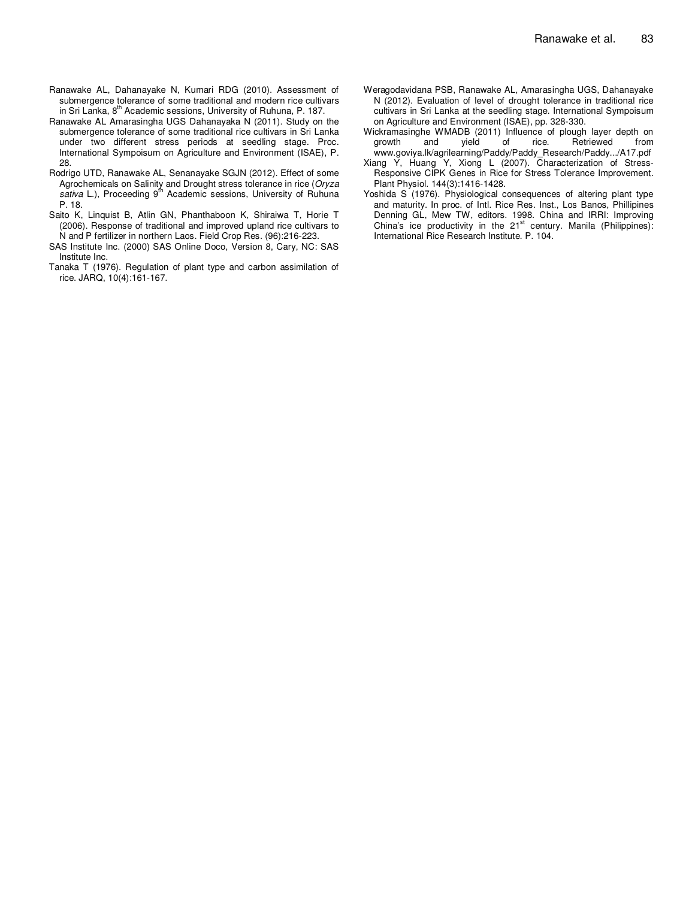Ranawake AL, Dahanayake N, Kumari RDG (2010). Assessment of submergence tolerance of some traditional and modern rice cultivars in Sri Lanka, 8th Academic sessions, University of Ruhuna, P. 187.

Ranawake AL Amarasingha UGS Dahanayaka N (2011). Study on the submergence tolerance of some traditional rice cultivars in Sri Lanka under two different stress periods at seedling stage. Proc. International Sympoisum on Agriculture and Environment (ISAE), P. 28.

Rodrigo UTD, Ranawake AL, Senanayake SGJN (2012). Effect of some Agrochemicals on Salinity and Drought stress tolerance in rice (*Oryza sativa* L.), Proceeding 9th Academic sessions, University of Ruhuna P. 18.

Saito K, Linquist B, Atlin GN, Phanthaboon K, Shiraiwa T, Horie T (2006). Response of traditional and improved upland rice cultivars to N and P fertilizer in northern Laos. Field Crop Res. (96):216-223.

SAS Institute Inc. (2000) SAS Online Doco, Version 8, Cary, NC: SAS Institute Inc.

Tanaka T (1976). Regulation of plant type and carbon assimilation of rice. JARQ, 10(4):161-167.

Weragodavidana PSB, Ranawake AL, Amarasingha UGS, Dahanayake N (2012). Evaluation of level of drought tolerance in traditional rice cultivars in Sri Lanka at the seedling stage. International Sympoisum on Agriculture and Environment (ISAE), pp. 328-330.

Wickramasinghe WMADB (2011) Influence of plough layer depth on growth and yield of rice. Retrieved from www.goviya.lk/agrilearning/Paddy/Paddy_Research/Paddy.../A17.pdf

Xiang Y, Huang Y, Xiong L (2007). Characterization of Stress-Responsive CIPK Genes in Rice for Stress Tolerance Improvement. Plant Physiol. 144(3):1416-1428.

Yoshida S (1976). Physiological consequences of altering plant type and maturity. In proc. of Intl. Rice Res. Inst., Los Banos, Phillipines Denning GL, Mew TW, editors. 1998. China and IRRI: Improving China's ice productivity in the 21st century. Manila (Philippines): International Rice Research Institute. P. 104.